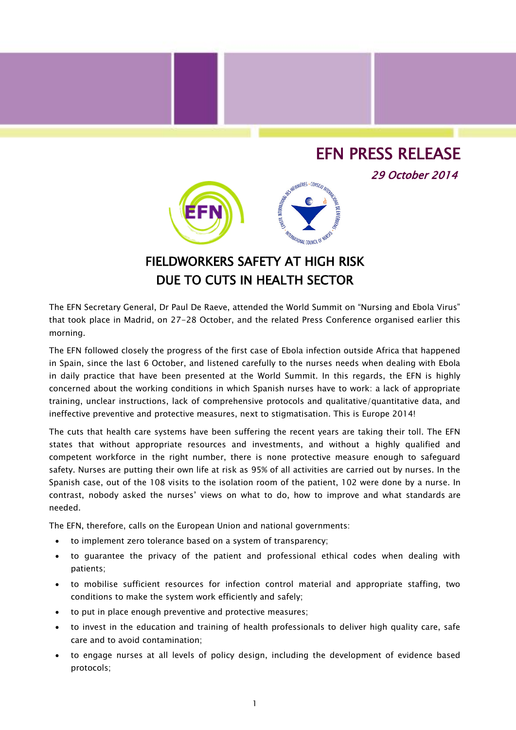# EFN PRESS RELEASE

*29 October 2014*

## FIELDWORKERS SAFETY AT HIGH RISK DUE TO CUTS IN HEALTH SECTOR

The EFN Secretary General, Dr Paul De Raeve, attended the World Summit on "Nursing and Ebola Virus" that took place in Madrid, on 27-28 October, and the related Press Conference organised earlier this morning.

The EFN followed closely the progress of the first case of Ebola infection outside Africa that happened in Spain, since the last 6 October, and listened carefully to the nurses needs when dealing with Ebola in daily practice that have been presented at the World Summit. In this regards, the EFN is highly concerned about the working conditions in which Spanish nurses have to work: a lack of appropriate training, unclear instructions, lack of comprehensive protocols and qualitative/quantitative data, and ineffective preventive and protective measures, next to stigmatisation. This is Europe 2014!

The cuts that health care systems have been suffering the recent years are taking their toll. The EFN states that without appropriate resources and investments, and without a highly qualified and competent workforce in the right number, there is none protective measure enough to safeguard safety. Nurses are putting their own life at risk as 95% of all activities are carried out by nurses. In the Spanish case, out of the 108 visits to the isolation room of the patient, 102 were done by a nurse. In contrast, nobody asked the nurses' views on what to do, how to improve and what standards are needed.

The EFN, therefore, calls on the European Union and national governments:

- to implement zero tolerance based on a system of transparency;
- to guarantee the privacy of the patient and professional ethical codes when dealing with patients;
- to mobilise sufficient resources for infection control material and appropriate staffing, two conditions to make the system work efficiently and safely;
- to put in place enough preventive and protective measures;
- to invest in the education and training of health professionals to deliver high quality care, safe care and to avoid contamination;
- to engage nurses at all levels of policy design, including the development of evidence based protocols;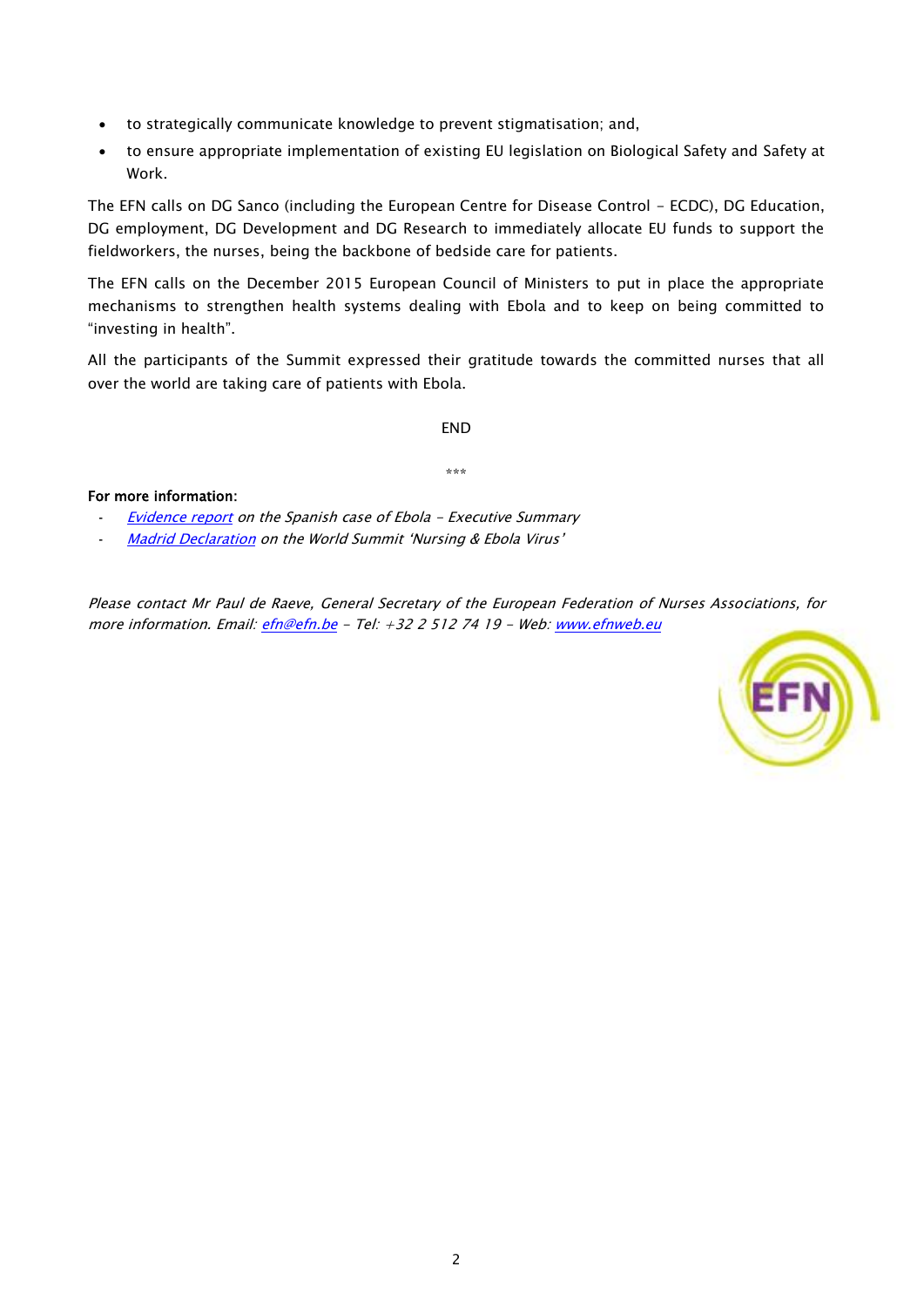- to strategically communicate knowledge to prevent stigmatisation; and,
- to ensure appropriate implementation of existing EU legislation on Biological Safety and Safety at Work.

The EFN calls on DG Sanco (including the European Centre for Disease Control – ECDC), DG Education, DG employment, DG Development and DG Research to immediately allocate EU funds to support the fieldworkers, the nurses, being the backbone of bedside care for patients.

The EFN calls on the December 2015 European Council of Ministers to put in place the appropriate mechanisms to strengthen health systems dealing with Ebola and to keep on being committed to "investing in health".

All the participants of the Summit expressed their gratitude towards the committed nurses that all over the world are taking care of patients with Ebola.

END

***

**For more information:**

- *Evidence report on the Spanish case of Ebola – Executive Summary*
- *Madrid Declaration on the World Summit 'Nursing & Ebola Virus'*

*Please contact Mr Paul de Raeve, General Secretary of the European Federation of Nurses Associations, for more information. Email: efn@efn.be – Tel: +32 2 512 74 19 – Web: www.efnweb.eu*

EFN